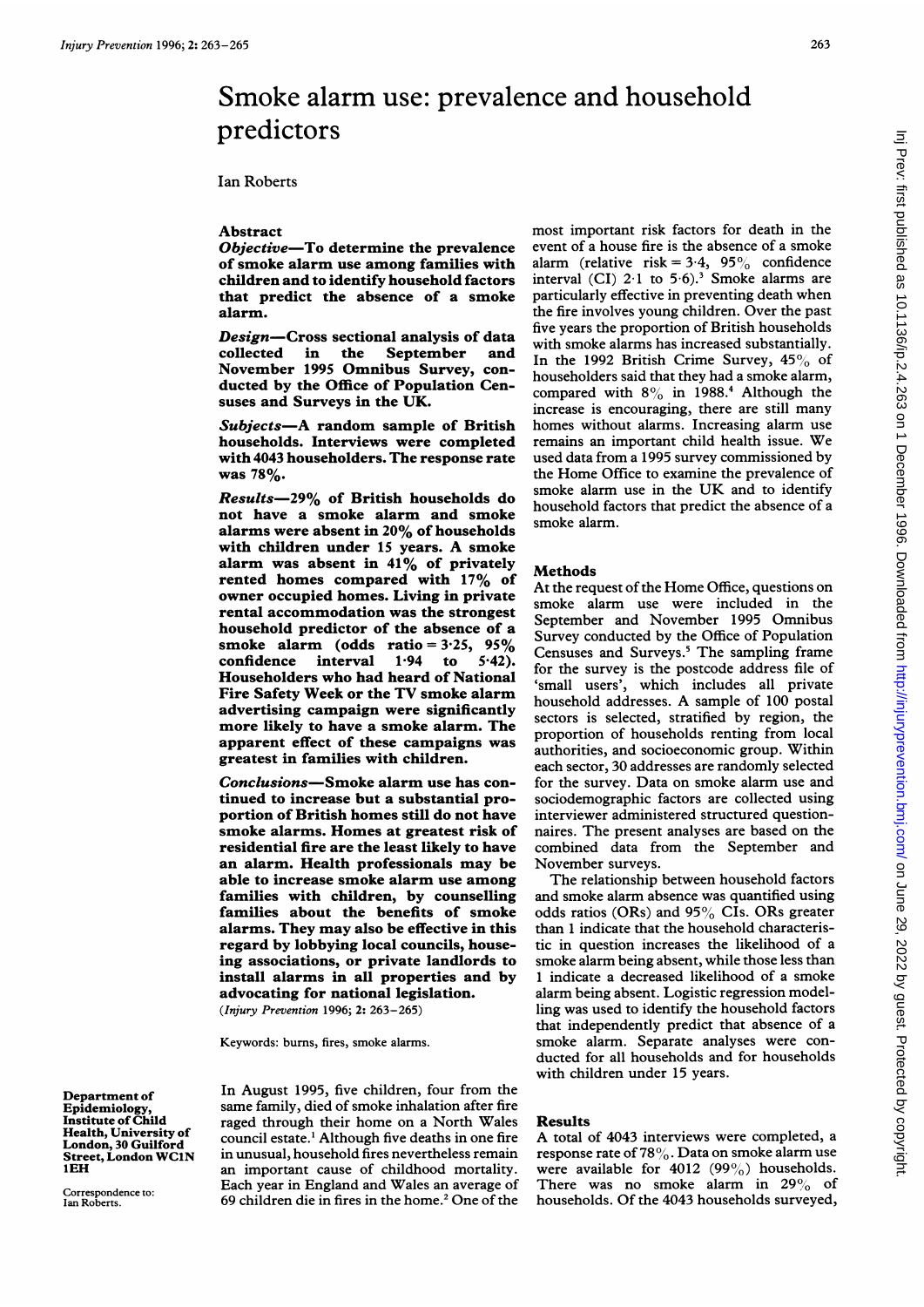# Smoke alarm use: prevalence and household predictors

Ian Roberts

## Abstract

***Objective*—To determine the prevalence of smoke alarm use among families with children and to identify household factors that predict the absence of a smoke alarm.**

***Design*—Cross sectional analysis of data collected in the September and November 1995 Omnibus Survey, conducted by the Office of Population Censuses and Surveys in the UK.**

***Subjects*—A random sample of British households. Interviews were completed with 4043 householders. The response rate was 78%.**

***Results*—29% of British households do not have a smoke alarm and smoke alarms were absent in 20% of households with children under 15 years. A smoke alarm was absent in 41% of privately rented homes compared with 17% of owner occupied homes. Living in private rental accommodation was the strongest household predictor of the absence of a smoke alarm (odds ratio = 3·25, 95% confidence interval 1·94 to 5·42). Householders who had heard of National Fire Safety Week or the TV smoke alarm advertising campaign were significantly more likely to have a smoke alarm. The apparent effect of these campaigns was greatest in families with children.**

***Conclusions*—Smoke alarm use has continued to increase but a substantial proportion of British homes still do not have smoke alarms. Homes at greatest risk of residential fire are the least likely to have an alarm. Health professionals may be able to increase smoke alarm use among families with children, by counselling families about the benefits of smoke alarms. They may also be effective in this regard by lobbying local councils, houseing associations, or private landlords to install alarms in all properties and by advocating for national legislation.**

(*Injury Prevention* 1996; **2**: 263–265)

Keywords: burns, fires, smoke alarms.

Department of Epidemiology, Institute of Child Health, University of London, 30 Guilford Street, London WC1N 1EH

Correspondence to: Ian Roberts.

In August 1995, five children, four from the same family, died of smoke inhalation after fire raged through their home on a North Wales council estate.[1] Although five deaths in one fire in unusual, household fires nevertheless remain an important cause of childhood mortality. Each year in England and Wales an average of 69 children die in fires in the home.[2] One of the most important risk factors for death in the event of a house fire is the absence of a smoke alarm (relative risk = 3·4, 95% confidence interval (CI) 2·1 to 5·6).[3] Smoke alarms are particularly effective in preventing death when the fire involves young children. Over the past five years the proportion of British households with smoke alarms has increased substantially. In the 1992 British Crime Survey, 45% of householders said that they had a smoke alarm, compared with 8% in 1988.[4] Although the increase is encouraging, there are still many homes without alarms. Increasing alarm use remains an important child health issue. We used data from a 1995 survey commissioned by the Home Office to examine the prevalence of smoke alarm use in the UK and to identify household factors that predict the absence of a smoke alarm.

## Methods

At the request of the Home Office, questions on smoke alarm use were included in the September and November 1995 Omnibus Survey conducted by the Office of Population Censuses and Surveys.[5] The sampling frame for the survey is the postcode address file of 'small users', which includes all private household addresses. A sample of 100 postal sectors is selected, stratified by region, the proportion of households renting from local authorities, and socioeconomic group. Within each sector, 30 addresses are randomly selected for the survey. Data on smoke alarm use and sociodemographic factors are collected using interviewer administered structured questionnaires. The present analyses are based on the combined data from the September and November surveys.

The relationship between household factors and smoke alarm absence was quantified using odds ratios (ORs) and 95% CIs. ORs greater than 1 indicate that the household characteristic in question increases the likelihood of a smoke alarm being absent, while those less than 1 indicate a decreased likelihood of a smoke alarm being absent. Logistic regression modelling was used to identify the household factors that independently predict that absence of a smoke alarm. Separate analyses were conducted for all households and for households with children under 15 years.

## Results

A total of 4043 interviews were completed, a response rate of 78%. Data on smoke alarm use were available for 4012 (99%) households. There was no smoke alarm in 29% of households. Of the 4043 households surveyed,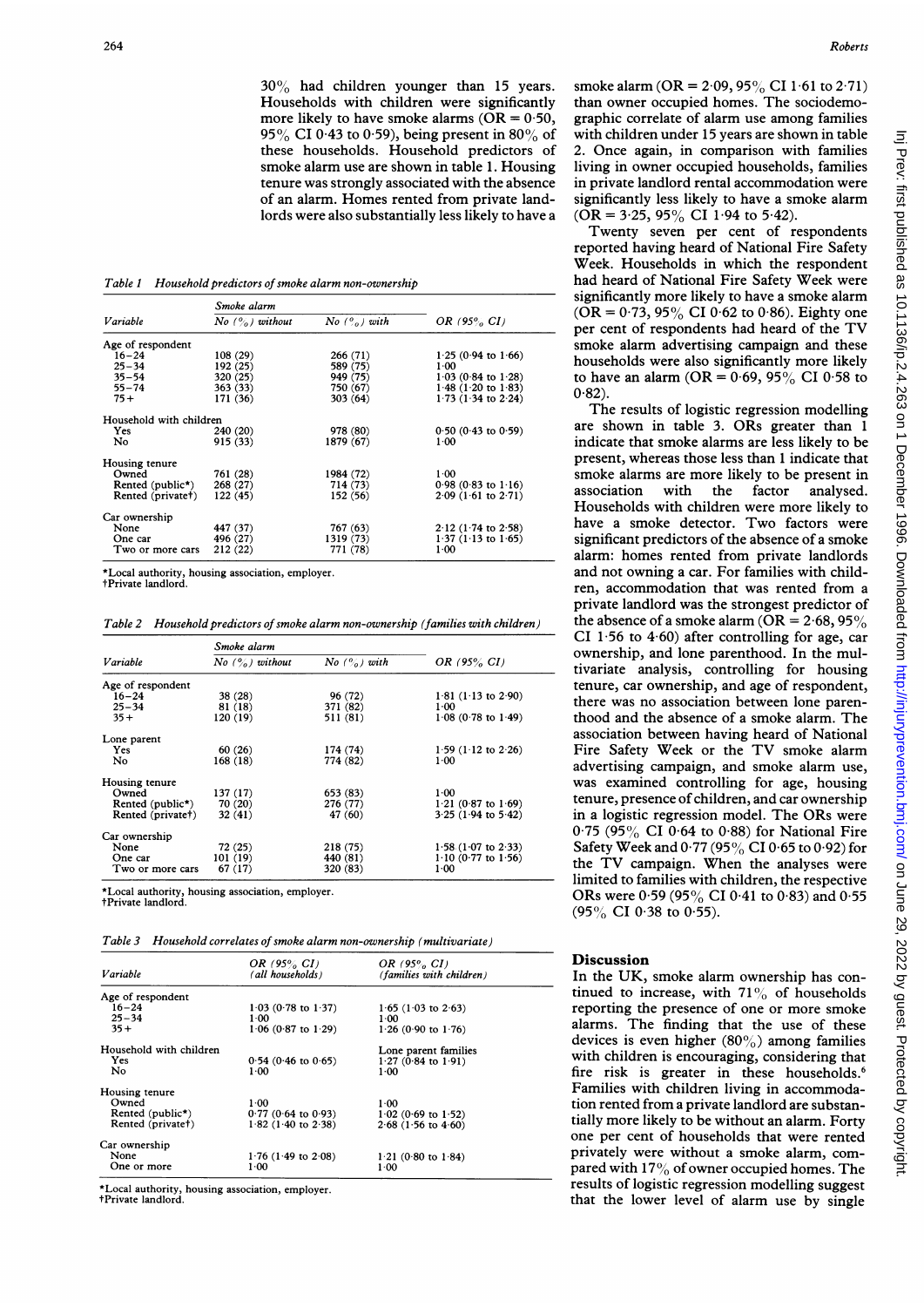30% had children younger than 15 years. Households with children were significantly more likely to have smoke alarms (OR = 0·50, 95% CI 0·43 to 0·59), being present in 80% of these households. Household predictors of smoke alarm use are shown in table 1. Housing tenure was strongly associated with the absence of an alarm. Homes rented from private landlords were also substantially less likely to have a smoke alarm (OR = 2·09, 95% CI 1·61 to 2·71) than owner occupied homes. The sociodemographic correlate of alarm use among families with children under 15 years are shown in table 2. Once again, in comparison with families living in owner occupied households, families in private landlord rental accommodation were significantly less likely to have a smoke alarm (OR = 3·25, 95% CI 1·94 to 5·42).

Table 1 *Household predictors of smoke alarm non-ownership*

| Variable | Smoke alarm No (%) without | No (%) with | OR (95% CI) |
|---|---|---|---|
| Age of respondent | | | |
| 16–24 | 108 (29) | 266 (71) | 1·25 (0·94 to 1·66) |
| 25–34 | 192 (25) | 589 (75) | 1·00 |
| 35–54 | 320 (25) | 949 (75) | 1·03 (0·84 to 1·28) |
| 55–74 | 363 (33) | 750 (67) | 1·48 (1·20 to 1·83) |
| 75+ | 171 (36) | 303 (64) | 1·73 (1·34 to 2·24) |
| Household with children | | | |
| Yes | 240 (20) | 978 (80) | 0·50 (0·43 to 0·59) |
| No | 915 (33) | 1879 (67) | 1·00 |
| Housing tenure | | | |
| Owned | 761 (28) | 1984 (72) | 1·00 |
| Rented (public*) | 268 (27) | 714 (73) | 0·98 (0·83 to 1·16) |
| Rented (private†) | 122 (45) | 152 (56) | 2·09 (1·61 to 2·71) |
| Car ownership | | | |
| None | 447 (37) | 767 (63) | 2·12 (1·74 to 2·58) |
| One car | 496 (27) | 1319 (73) | 1·37 (1·13 to 1·65) |
| Two or more cars | 212 (22) | 771 (78) | 1·00 |

*Local authority, housing association, employer.
†Private landlord.

Table 2 *Household predictors of smoke alarm non-ownership (families with children)*

| Variable | Smoke alarm No (%) without | No (%) with | OR (95% CI) |
|---|---|---|---|
| Age of respondent | | | |
| 16–24 | 38 (28) | 96 (72) | 1·81 (1·13 to 2·90) |
| 25–34 | 81 (18) | 371 (82) | 1·00 |
| 35+ | 120 (19) | 511 (81) | 1·08 (0·78 to 1·49) |
| Lone parent | | | |
| Yes | 60 (26) | 174 (74) | 1·59 (1·12 to 2·26) |
| No | 168 (18) | 774 (82) | 1·00 |
| Housing tenure | | | |
| Owned | 137 (17) | 653 (83) | 1·00 |
| Rented (public*) | 70 (20) | 276 (77) | 1·21 (0·87 to 1·69) |
| Rented (private†) | 32 (41) | 47 (60) | 3·25 (1·94 to 5·42) |
| Car ownership | | | |
| None | 72 (25) | 218 (75) | 1·58 (1·07 to 2·33) |
| One car | 101 (19) | 440 (81) | 1·10 (0·77 to 1·56) |
| Two or more cars | 67 (17) | 320 (83) | 1·00 |

*Local authority, housing association, employer.
†Private landlord.

Table 3 *Household correlates of smoke alarm non-ownership (multivariate)*

| Variable | OR (95% CI) (all households) | OR (95% CI) (families with children) |
|---|---|---|
| Age of respondent | | |
| 16–24 | 1·03 (0·78 to 1·37) | 1·65 (1·03 to 2·63) |
| 25–34 | 1·00 | 1·00 |
| 35+ | 1·06 (0·87 to 1·29) | 1·26 (0·90 to 1·76) |
| Household with children | | Lone parent families |
| Yes | 0·54 (0·46 to 0·65) | 1·27 (0·84 to 1·91) |
| No | 1·00 | 1·00 |
| Housing tenure | | |
| Owned | 1·00 | 1·00 |
| Rented (public*) | 0·77 (0·64 to 0·93) | 1·02 (0·69 to 1·52) |
| Rented (private†) | 1·82 (1·40 to 2·38) | 2·68 (1·56 to 4·60) |
| Car ownership | | |
| None | 1·76 (1·49 to 2·08) | 1·21 (0·80 to 1·84) |
| One or more | 1·00 | 1·00 |

*Local authority, housing association, employer.
†Private landlord.

Twenty seven per cent of respondents reported having heard of National Fire Safety Week. Households in which the respondent had heard of National Fire Safety Week were significantly more likely to have a smoke alarm (OR = 0·73, 95% CI 0·62 to 0·86). Eighty one per cent of respondents had heard of the TV smoke alarm advertising campaign and these households were also significantly more likely to have an alarm (OR = 0·69, 95% CI 0·58 to 0·82).

The results of logistic regression modelling are shown in table 3. ORs greater than 1 indicate that smoke alarms are less likely to be present, whereas those less than 1 indicate that smoke alarms are more likely to be present in association with the factor analysed. Households with children were more likely to have a smoke detector. Two factors were significant predictors of the absence of a smoke alarm: homes rented from private landlords and not owning a car. For families with children, accommodation that was rented from a private landlord was the strongest predictor of the absence of a smoke alarm (OR = 2·68, 95% CI 1·56 to 4·60) after controlling for age, car ownership, and lone parenthood. In the multivariate analysis, controlling for housing tenure, car ownership, and age of respondent, there was no association between lone parenthood and the absence of a smoke alarm. The association between having heard of National Fire Safety Week or the TV smoke alarm advertising campaign, and smoke alarm use, was examined controlling for age, housing tenure, presence of children, and car ownership in a logistic regression model. The ORs were 0·75 (95% CI 0·64 to 0·88) for National Fire Safety Week and 0·77 (95% CI 0·65 to 0·92) for the TV campaign. When the analyses were limited to families with children, the respective ORs were 0·59 (95% CI 0·41 to 0·83) and 0·55 (95% CI 0·38 to 0·55).

## Discussion

In the UK, smoke alarm ownership has continued to increase, with 71% of households reporting the presence of one or more smoke alarms. The finding that the use of these devices is even higher (80%) among families with children is encouraging, considering that fire risk is greater in these households.[6] Families with children living in accommodation rented from a private landlord are substantially more likely to be without an alarm. Forty one per cent of households that were rented privately were without a smoke alarm, compared with 17% of owner occupied homes. The results of logistic regression modelling suggest that the lower level of alarm use by single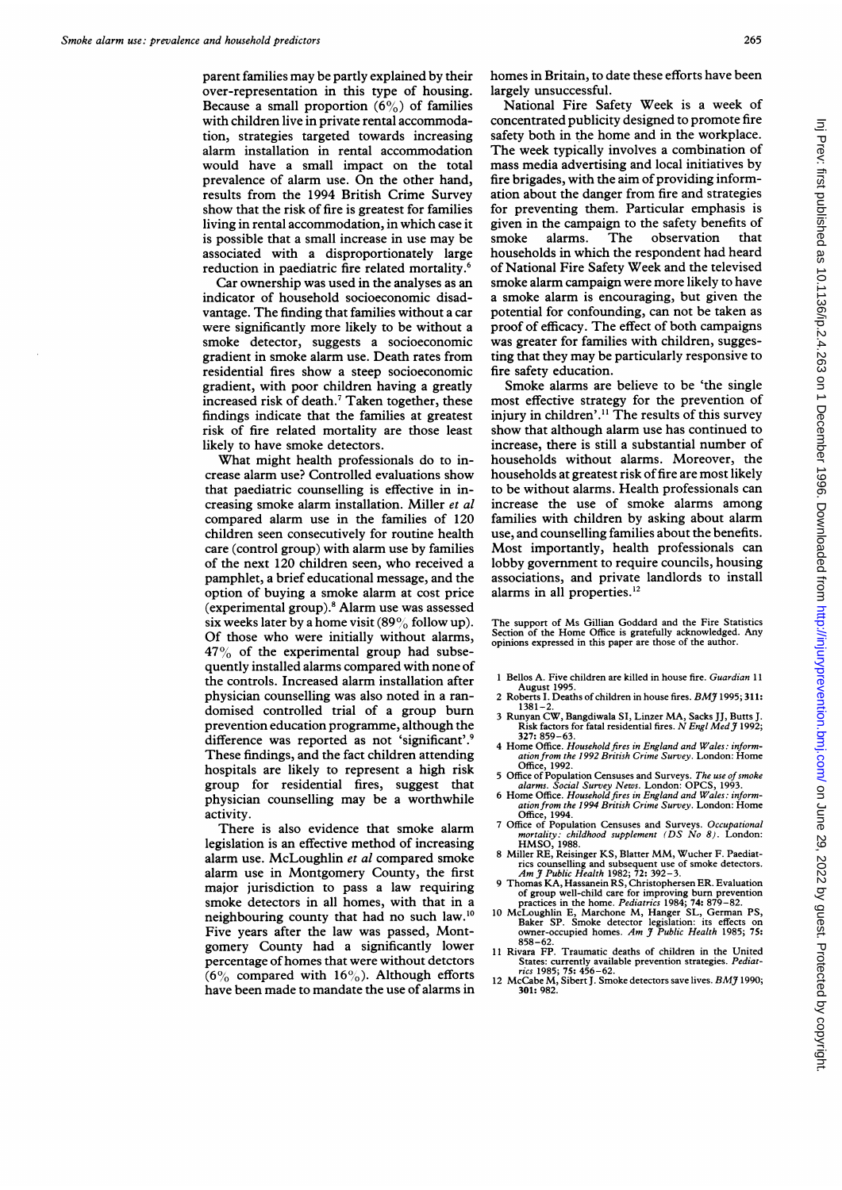parent families may be partly explained by their over-representation in this type of housing. Because a small proportion (6%) of families with children live in private rental accommodation, strategies targeted towards increasing alarm installation in rental accommodation would have a small impact on the total prevalence of alarm use. On the other hand, results from the 1994 British Crime Survey show that the risk of fire is greatest for families living in rental accommodation, in which case it is possible that a small increase in use may be associated with a disproportionately large reduction in paediatric fire related mortality.[6]

Car ownership was used in the analyses as an indicator of household socioeconomic disadvantage. The finding that families without a car were significantly more likely to be without a smoke detector, suggests a socioeconomic gradient in smoke alarm use. Death rates from residential fires show a steep socioeconomic gradient, with poor children having a greatly increased risk of death.[7] Taken together, these findings indicate that the families at greatest risk of fire related mortality are those least likely to have smoke detectors.

What might health professionals do to increase alarm use? Controlled evaluations show that paediatric counselling is effective in increasing smoke alarm installation. Miller *et al* compared alarm use in the families of 120 children seen consecutively for routine health care (control group) with alarm use by families of the next 120 children seen, who received a pamphlet, a brief educational message, and the option of buying a smoke alarm at cost price (experimental group).[8] Alarm use was assessed six weeks later by a home visit (89% follow up). Of those who were initially without alarms, 47% of the experimental group had subsequently installed alarms compared with none of the controls. Increased alarm installation after physician counselling was also noted in a randomised controlled trial of a group burn prevention education programme, although the difference was reported as not 'significant'.[9] These findings, and the fact children attending hospitals are likely to represent a high risk group for residential fires, suggest that physician counselling may be a worthwhile activity.

There is also evidence that smoke alarm legislation is an effective method of increasing alarm use. McLoughlin *et al* compared smoke alarm use in Montgomery County, the first major jurisdiction to pass a law requiring smoke detectors in all homes, with that in a neighbouring county that had no such law.[10] Five years after the law was passed, Montgomery County had a significantly lower percentage of homes that were without detctors (6% compared with 16%). Although efforts have been made to mandate the use of alarms in homes in Britain, to date these efforts have been largely unsuccessful.

National Fire Safety Week is a week of concentrated publicity designed to promote fire safety both in the home and in the workplace. The week typically involves a combination of mass media advertising and local initiatives by fire brigades, with the aim of providing information about the danger from fire and strategies for preventing them. Particular emphasis is given in the campaign to the safety benefits of smoke alarms. The observation that households in which the respondent had heard of National Fire Safety Week and the televised smoke alarm campaign were more likely to have a smoke alarm is encouraging, but given the potential for confounding, can not be taken as proof of efficacy. The effect of both campaigns was greater for families with children, suggesting that they may be particularly responsive to fire safety education.

Smoke alarms are believe to be 'the single most effective strategy for the prevention of injury in children'.[11] The results of this survey show that although alarm use has continued to increase, there is still a substantial number of households without alarms. Moreover, the households at greatest risk of fire are most likely to be without alarms. Health professionals can increase the use of smoke alarms among families with children by asking about alarm use, and counselling families about the benefits. Most importantly, health professionals can lobby government to require councils, housing associations, and private landlords to install alarms in all properties.[12]

The support of Ms Gillian Goddard and the Fire Statistics Section of the Home Office is gratefully acknowledged. Any opinions expressed in this paper are those of the author.

1. Bellos A. Five children are killed in house fire. *Guardian* 11 August 1995.
2. Roberts I. Deaths of children in house fires. *BMJ* 1995; **311:** 1381–2.
3. Runyan CW, Bangdiwala SI, Linzer MA, Sacks JJ, Butts J. Risk factors for fatal residential fires. *N Engl Med J* 1992; **327:** 859–63.
4. Home Office. *Household fires in England and Wales: information from the 1992 British Crime Survey*. London: Home Office, 1992.
5. Office of Population Censuses and Surveys. *The use of smoke alarms. Social Survey News*. London: OPCS, 1993.
6. Home Office. *Household fires in England and Wales: information from the 1994 British Crime Survey*. London: Home Office, 1994.
7. Office of Population Censuses and Surveys. *Occupational mortality: childhood supplement (DS No 8)*. London: HMSO, 1988.
8. Miller RE, Reisinger KS, Blatter MM, Wucher F. Paediatrics counselling and subsequent use of smoke detectors. *Am J Public Health* 1982; **72:** 392–3.
9. Thomas KA, Hassanein RS, Christophersen ER. Evaluation of group well-child care for improving burn prevention practices in the home. *Pediatrics* 1984; **74:** 879–82.
10. McLoughlin E, Marchone M, Hanger SL, German PS, Baker SP. Smoke detector legislation: its effects on owner-occupied homes. *Am J Public Health* 1985; **75:** 858–62.
11. Rivara FP. Traumatic deaths of children in the United States: currently available prevention strategies. *Pediatrics* 1985; **75:** 456–62.
12. McCabe M, Sibert J. Smoke detectors save lives. *BMJ* 1990; **301:** 982.